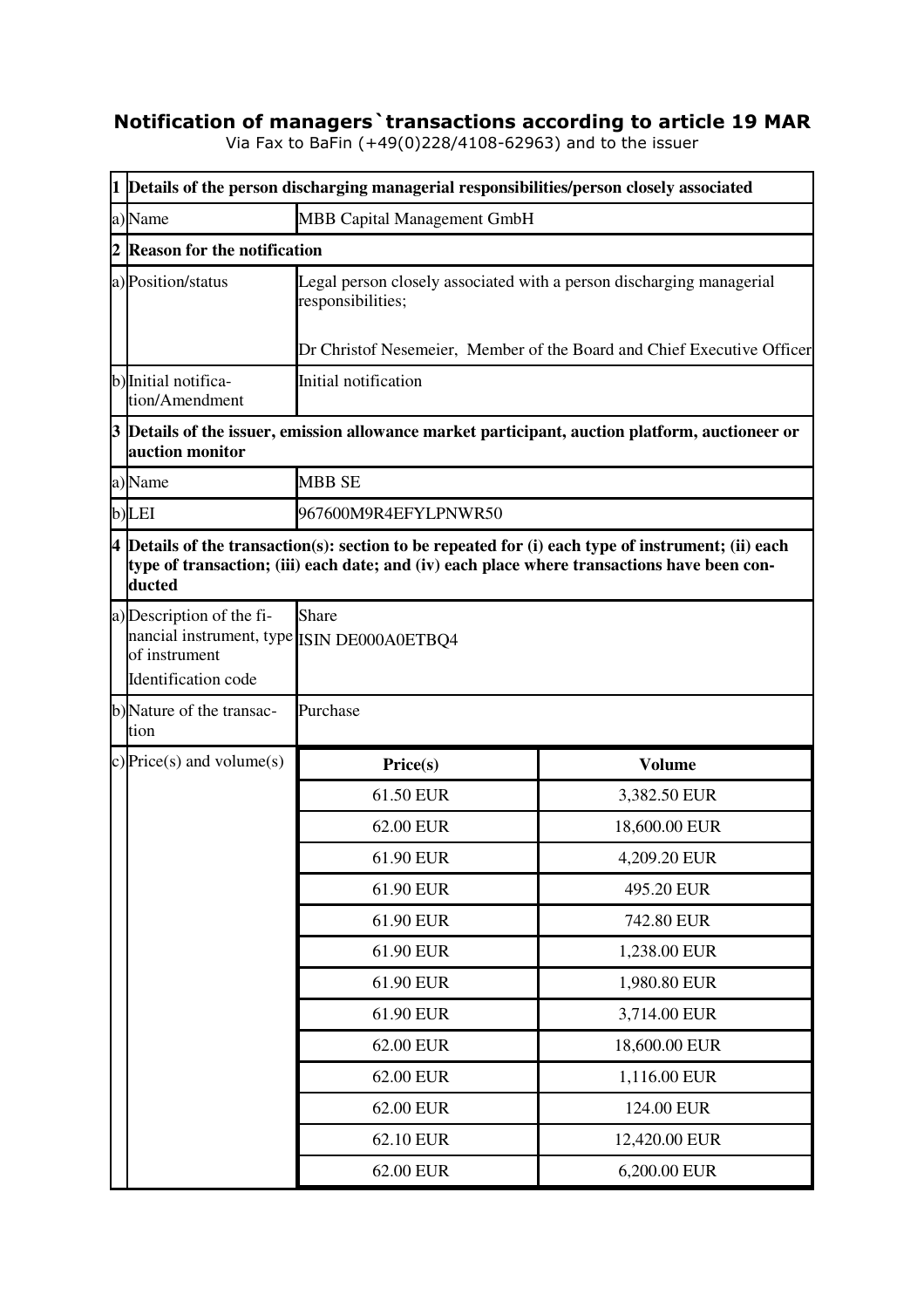# Notification of managers`transactions according to article 19 MAR

Via Fax to BaFin (+49(0)228/4108-62963) and to the issuer

| | | | |
|---|---|---|---|
| **1** | **Details of the person discharging managerial responsibilities/person closely associated** | | |
| a) | Name | MBB Capital Management GmbH | |
| **2** | **Reason for the notification** | | |
| a) | Position/status | Legal person closely associated with a person discharging managerial responsibilities;<br><br>Dr Christof Nesemeier, Member of the Board and Chief Executive Officer | |
| b) | Initial notification/Amendment | Initial notification | |
| **3** | **Details of the issuer, emission allowance market participant, auction platform, auctioneer or auction monitor** | | |
| a) | Name | MBB SE | |
| b) | LEI | 967600M9R4EFYLPNWR50 | |
| **4** | **Details of the transaction(s): section to be repeated for (i) each type of instrument; (ii) each type of transaction; (iii) each date; and (iv) each place where transactions have been conducted** | | |
| a) | Description of the financial instrument, type of instrument<br>Identification code | Share<br>ISIN DE000A0ETBQ4 | |
| b) | Nature of the transaction | Purchase | |
| c) | Price(s) and volume(s) | **Price(s)** | **Volume** |
| | | 61.50 EUR | 3,382.50 EUR |
| | | 62.00 EUR | 18,600.00 EUR |
| | | 61.90 EUR | 4,209.20 EUR |
| | | 61.90 EUR | 495.20 EUR |
| | | 61.90 EUR | 742.80 EUR |
| | | 61.90 EUR | 1,238.00 EUR |
| | | 61.90 EUR | 1,980.80 EUR |
| | | 61.90 EUR | 3,714.00 EUR |
| | | 62.00 EUR | 18,600.00 EUR |
| | | 62.00 EUR | 1,116.00 EUR |
| | | 62.00 EUR | 124.00 EUR |
| | | 62.10 EUR | 12,420.00 EUR |
| | | 62.00 EUR | 6,200.00 EUR |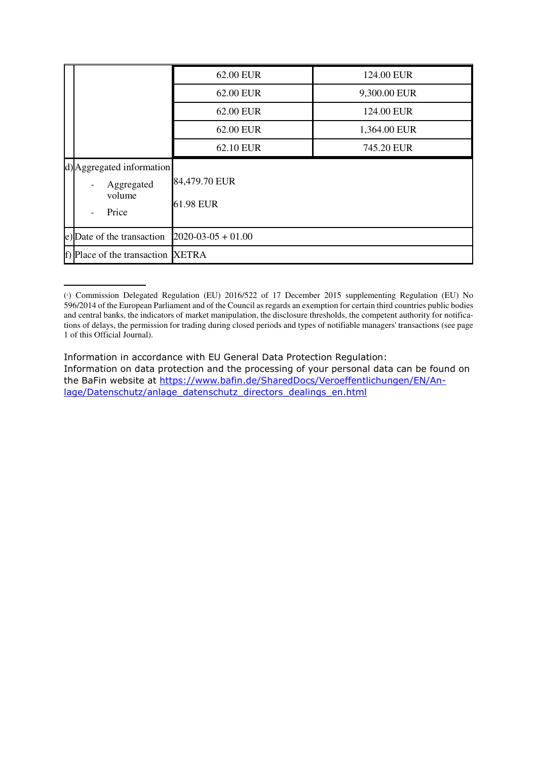| | | | |
|---|---|---|---|
| | | 62.00 EUR | 124.00 EUR |
| | | 62.00 EUR | 9,300.00 EUR |
| | | 62.00 EUR | 124.00 EUR |
| | | 62.00 EUR | 1,364.00 EUR |
| | | 62.10 EUR | 745.20 EUR |
| d) | Aggregated information<br>- Aggregated volume<br>- Price | 84,479.70 EUR<br>61.98 EUR | |
| e) | Date of the transaction | 2020-03-05 + 01.00 | |
| f) | Place of the transaction | XETRA | |

(1) Commission Delegated Regulation (EU) 2016/522 of 17 December 2015 supplementing Regulation (EU) No 596/2014 of the European Parliament and of the Council as regards an exemption for certain third countries public bodies and central banks, the indicators of market manipulation, the disclosure thresholds, the competent authority for notifications of delays, the permission for trading during closed periods and types of notifiable managers' transactions (see page 1 of this Official Journal).

Information in accordance with EU General Data Protection Regulation:
Information on data protection and the processing of your personal data can be found on the BaFin website at https://www.bafin.de/SharedDocs/Veroeffentlichungen/EN/Anlage/Datenschutz/anlage_datenschutz_directors_dealings_en.html